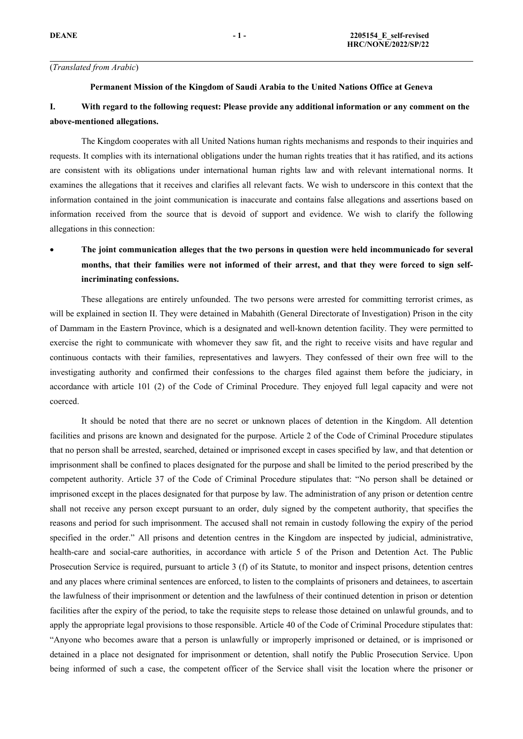(*Translated from Arabic*)

**Permanent Mission of the Kingdom of Saudi Arabia to the United Nations Office at Geneva**

## I. With regard to the following request: Please provide any additional information or any comment on the above-mentioned allegations.

The Kingdom cooperates with all United Nations human rights mechanisms and responds to their inquiries and requests. It complies with its international obligations under the human rights treaties that it has ratified, and its actions are consistent with its obligations under international human rights law and with relevant international norms. It examines the allegations that it receives and clarifies all relevant facts. We wish to underscore in this context that the information contained in the joint communication is inaccurate and contains false allegations and assertions based on information received from the source that is devoid of support and evidence. We wish to clarify the following allegations in this connection:

- **The joint communication alleges that the two persons in question were held incommunicado for several months, that their families were not informed of their arrest, and that they were forced to sign self-incriminating confessions.**

These allegations are entirely unfounded. The two persons were arrested for committing terrorist crimes, as will be explained in section II. They were detained in Mabahith (General Directorate of Investigation) Prison in the city of Dammam in the Eastern Province, which is a designated and well-known detention facility. They were permitted to exercise the right to communicate with whomever they saw fit, and the right to receive visits and have regular and continuous contacts with their families, representatives and lawyers. They confessed of their own free will to the investigating authority and confirmed their confessions to the charges filed against them before the judiciary, in accordance with article 101 (2) of the Code of Criminal Procedure. They enjoyed full legal capacity and were not coerced.

It should be noted that there are no secret or unknown places of detention in the Kingdom. All detention facilities and prisons are known and designated for the purpose. Article 2 of the Code of Criminal Procedure stipulates that no person shall be arrested, searched, detained or imprisoned except in cases specified by law, and that detention or imprisonment shall be confined to places designated for the purpose and shall be limited to the period prescribed by the competent authority. Article 37 of the Code of Criminal Procedure stipulates that: "No person shall be detained or imprisoned except in the places designated for that purpose by law. The administration of any prison or detention centre shall not receive any person except pursuant to an order, duly signed by the competent authority, that specifies the reasons and period for such imprisonment. The accused shall not remain in custody following the expiry of the period specified in the order." All prisons and detention centres in the Kingdom are inspected by judicial, administrative, health-care and social-care authorities, in accordance with article 5 of the Prison and Detention Act. The Public Prosecution Service is required, pursuant to article 3 (f) of its Statute, to monitor and inspect prisons, detention centres and any places where criminal sentences are enforced, to listen to the complaints of prisoners and detainees, to ascertain the lawfulness of their imprisonment or detention and the lawfulness of their continued detention in prison or detention facilities after the expiry of the period, to take the requisite steps to release those detained on unlawful grounds, and to apply the appropriate legal provisions to those responsible. Article 40 of the Code of Criminal Procedure stipulates that: "Anyone who becomes aware that a person is unlawfully or improperly imprisoned or detained, or is imprisoned or detained in a place not designated for imprisonment or detention, shall notify the Public Prosecution Service. Upon being informed of such a case, the competent officer of the Service shall visit the location where the prisoner or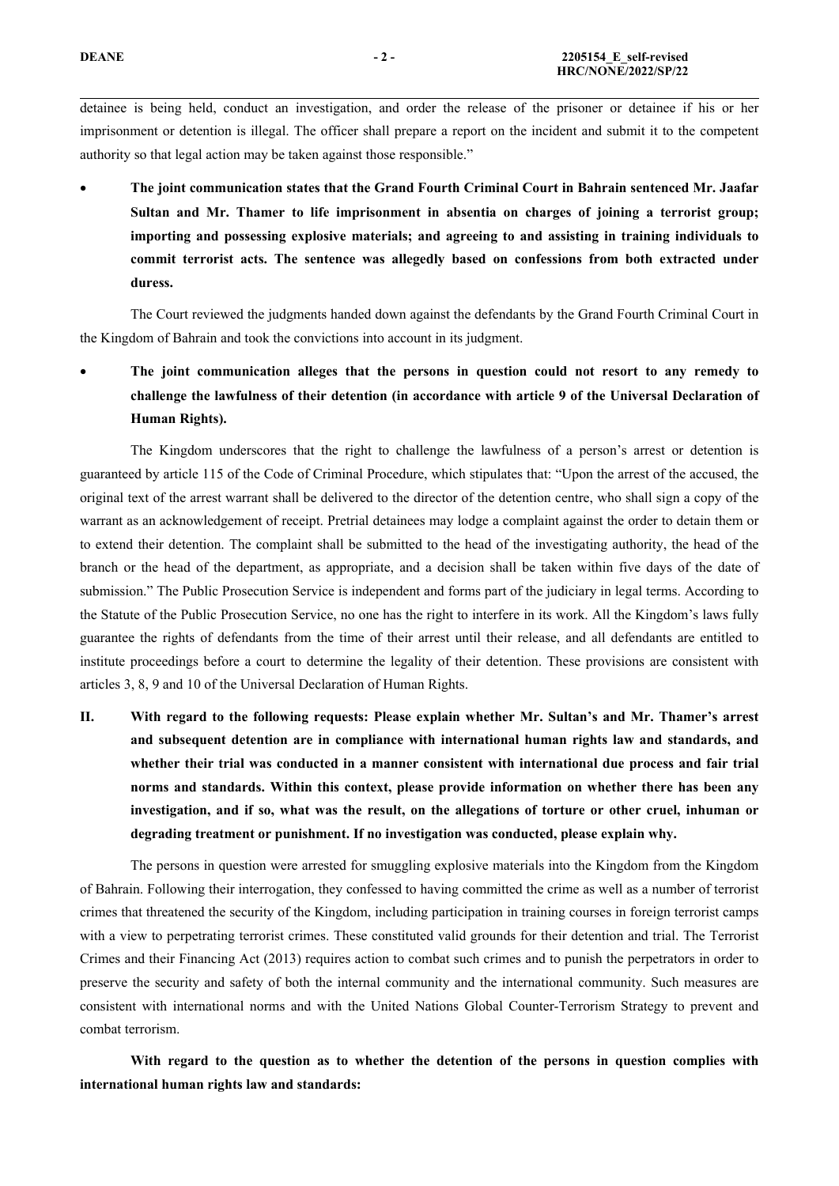detainee is being held, conduct an investigation, and order the release of the prisoner or detainee if his or her imprisonment or detention is illegal. The officer shall prepare a report on the incident and submit it to the competent authority so that legal action may be taken against those responsible."

- **The joint communication states that the Grand Fourth Criminal Court in Bahrain sentenced Mr. Jaafar Sultan and Mr. Thamer to life imprisonment in absentia on charges of joining a terrorist group; importing and possessing explosive materials; and agreeing to and assisting in training individuals to commit terrorist acts. The sentence was allegedly based on confessions from both extracted under duress.**

The Court reviewed the judgments handed down against the defendants by the Grand Fourth Criminal Court in the Kingdom of Bahrain and took the convictions into account in its judgment.

- **The joint communication alleges that the persons in question could not resort to any remedy to challenge the lawfulness of their detention (in accordance with article 9 of the Universal Declaration of Human Rights).**

The Kingdom underscores that the right to challenge the lawfulness of a person's arrest or detention is guaranteed by article 115 of the Code of Criminal Procedure, which stipulates that: "Upon the arrest of the accused, the original text of the arrest warrant shall be delivered to the director of the detention centre, who shall sign a copy of the warrant as an acknowledgement of receipt. Pretrial detainees may lodge a complaint against the order to detain them or to extend their detention. The complaint shall be submitted to the head of the investigating authority, the head of the branch or the head of the department, as appropriate, and a decision shall be taken within five days of the date of submission." The Public Prosecution Service is independent and forms part of the judiciary in legal terms. According to the Statute of the Public Prosecution Service, no one has the right to interfere in its work. All the Kingdom's laws fully guarantee the rights of defendants from the time of their arrest until their release, and all defendants are entitled to institute proceedings before a court to determine the legality of their detention. These provisions are consistent with articles 3, 8, 9 and 10 of the Universal Declaration of Human Rights.

**II. With regard to the following requests: Please explain whether Mr. Sultan's and Mr. Thamer's arrest and subsequent detention are in compliance with international human rights law and standards, and whether their trial was conducted in a manner consistent with international due process and fair trial norms and standards. Within this context, please provide information on whether there has been any investigation, and if so, what was the result, on the allegations of torture or other cruel, inhuman or degrading treatment or punishment. If no investigation was conducted, please explain why.**

The persons in question were arrested for smuggling explosive materials into the Kingdom from the Kingdom of Bahrain. Following their interrogation, they confessed to having committed the crime as well as a number of terrorist crimes that threatened the security of the Kingdom, including participation in training courses in foreign terrorist camps with a view to perpetrating terrorist crimes. These constituted valid grounds for their detention and trial. The Terrorist Crimes and their Financing Act (2013) requires action to combat such crimes and to punish the perpetrators in order to preserve the security and safety of both the internal community and the international community. Such measures are consistent with international norms and with the United Nations Global Counter-Terrorism Strategy to prevent and combat terrorism.

**With regard to the question as to whether the detention of the persons in question complies with international human rights law and standards:**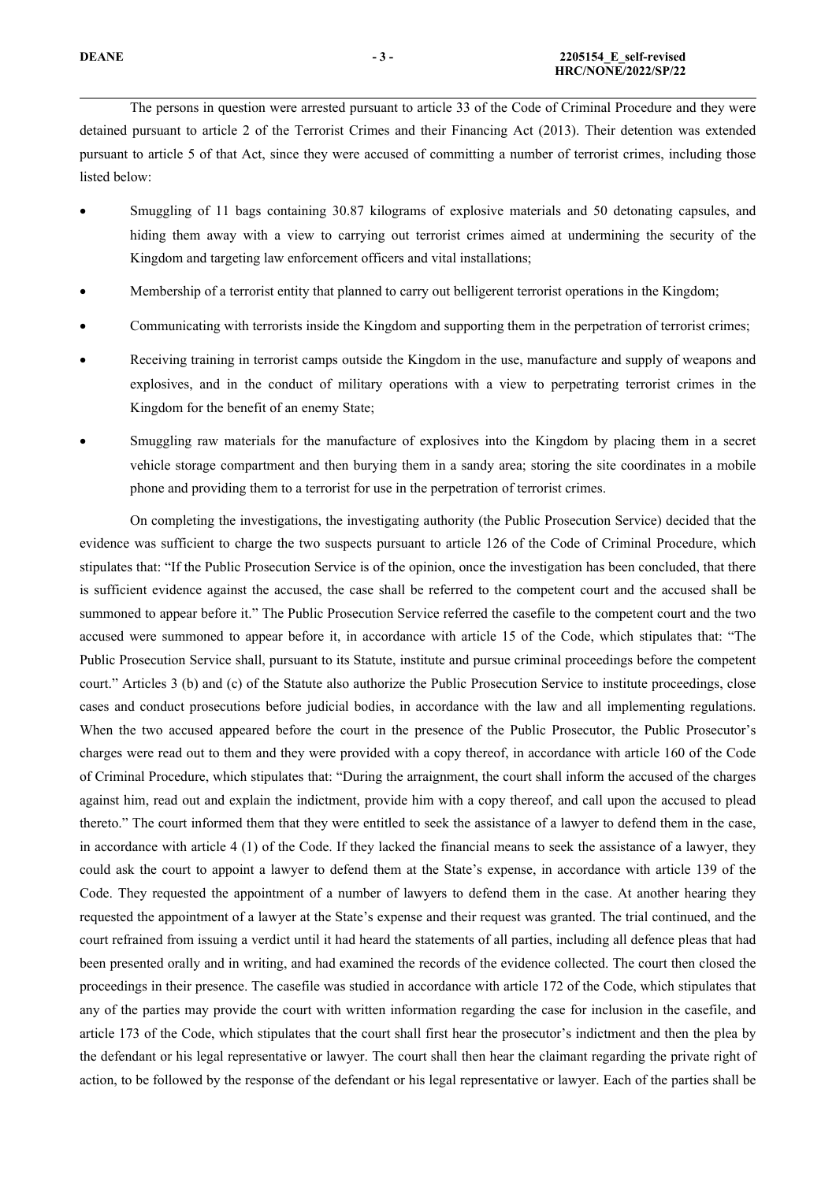The persons in question were arrested pursuant to article 33 of the Code of Criminal Procedure and they were detained pursuant to article 2 of the Terrorist Crimes and their Financing Act (2013). Their detention was extended pursuant to article 5 of that Act, since they were accused of committing a number of terrorist crimes, including those listed below:

- Smuggling of 11 bags containing 30.87 kilograms of explosive materials and 50 detonating capsules, and hiding them away with a view to carrying out terrorist crimes aimed at undermining the security of the Kingdom and targeting law enforcement officers and vital installations;
- Membership of a terrorist entity that planned to carry out belligerent terrorist operations in the Kingdom;
- Communicating with terrorists inside the Kingdom and supporting them in the perpetration of terrorist crimes;
- Receiving training in terrorist camps outside the Kingdom in the use, manufacture and supply of weapons and explosives, and in the conduct of military operations with a view to perpetrating terrorist crimes in the Kingdom for the benefit of an enemy State;
- Smuggling raw materials for the manufacture of explosives into the Kingdom by placing them in a secret vehicle storage compartment and then burying them in a sandy area; storing the site coordinates in a mobile phone and providing them to a terrorist for use in the perpetration of terrorist crimes.

On completing the investigations, the investigating authority (the Public Prosecution Service) decided that the evidence was sufficient to charge the two suspects pursuant to article 126 of the Code of Criminal Procedure, which stipulates that: "If the Public Prosecution Service is of the opinion, once the investigation has been concluded, that there is sufficient evidence against the accused, the case shall be referred to the competent court and the accused shall be summoned to appear before it." The Public Prosecution Service referred the casefile to the competent court and the two accused were summoned to appear before it, in accordance with article 15 of the Code, which stipulates that: "The Public Prosecution Service shall, pursuant to its Statute, institute and pursue criminal proceedings before the competent court." Articles 3 (b) and (c) of the Statute also authorize the Public Prosecution Service to institute proceedings, close cases and conduct prosecutions before judicial bodies, in accordance with the law and all implementing regulations. When the two accused appeared before the court in the presence of the Public Prosecutor, the Public Prosecutor's charges were read out to them and they were provided with a copy thereof, in accordance with article 160 of the Code of Criminal Procedure, which stipulates that: "During the arraignment, the court shall inform the accused of the charges against him, read out and explain the indictment, provide him with a copy thereof, and call upon the accused to plead thereto." The court informed them that they were entitled to seek the assistance of a lawyer to defend them in the case, in accordance with article 4 (1) of the Code. If they lacked the financial means to seek the assistance of a lawyer, they could ask the court to appoint a lawyer to defend them at the State's expense, in accordance with article 139 of the Code. They requested the appointment of a number of lawyers to defend them in the case. At another hearing they requested the appointment of a lawyer at the State's expense and their request was granted. The trial continued, and the court refrained from issuing a verdict until it had heard the statements of all parties, including all defence pleas that had been presented orally and in writing, and had examined the records of the evidence collected. The court then closed the proceedings in their presence. The casefile was studied in accordance with article 172 of the Code, which stipulates that any of the parties may provide the court with written information regarding the case for inclusion in the casefile, and article 173 of the Code, which stipulates that the court shall first hear the prosecutor's indictment and then the plea by the defendant or his legal representative or lawyer. The court shall then hear the claimant regarding the private right of action, to be followed by the response of the defendant or his legal representative or lawyer. Each of the parties shall be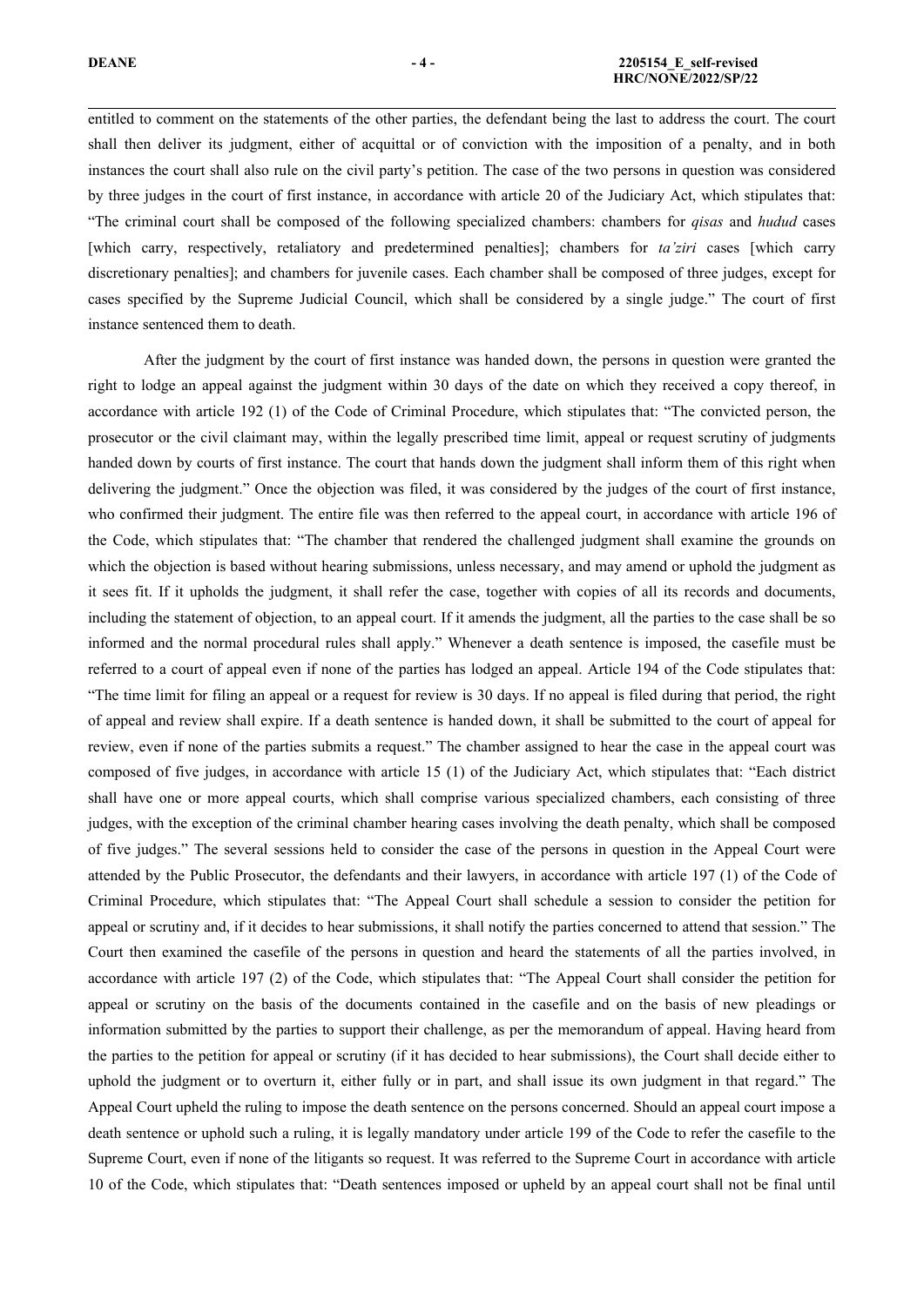entitled to comment on the statements of the other parties, the defendant being the last to address the court. The court shall then deliver its judgment, either of acquittal or of conviction with the imposition of a penalty, and in both instances the court shall also rule on the civil party's petition. The case of the two persons in question was considered by three judges in the court of first instance, in accordance with article 20 of the Judiciary Act, which stipulates that: "The criminal court shall be composed of the following specialized chambers: chambers for *qisas* and *hudud* cases [which carry, respectively, retaliatory and predetermined penalties]; chambers for *ta'ziri* cases [which carry discretionary penalties]; and chambers for juvenile cases. Each chamber shall be composed of three judges, except for cases specified by the Supreme Judicial Council, which shall be considered by a single judge." The court of first instance sentenced them to death.

After the judgment by the court of first instance was handed down, the persons in question were granted the right to lodge an appeal against the judgment within 30 days of the date on which they received a copy thereof, in accordance with article 192 (1) of the Code of Criminal Procedure, which stipulates that: "The convicted person, the prosecutor or the civil claimant may, within the legally prescribed time limit, appeal or request scrutiny of judgments handed down by courts of first instance. The court that hands down the judgment shall inform them of this right when delivering the judgment." Once the objection was filed, it was considered by the judges of the court of first instance, who confirmed their judgment. The entire file was then referred to the appeal court, in accordance with article 196 of the Code, which stipulates that: "The chamber that rendered the challenged judgment shall examine the grounds on which the objection is based without hearing submissions, unless necessary, and may amend or uphold the judgment as it sees fit. If it upholds the judgment, it shall refer the case, together with copies of all its records and documents, including the statement of objection, to an appeal court. If it amends the judgment, all the parties to the case shall be so informed and the normal procedural rules shall apply." Whenever a death sentence is imposed, the casefile must be referred to a court of appeal even if none of the parties has lodged an appeal. Article 194 of the Code stipulates that: "The time limit for filing an appeal or a request for review is 30 days. If no appeal is filed during that period, the right of appeal and review shall expire. If a death sentence is handed down, it shall be submitted to the court of appeal for review, even if none of the parties submits a request." The chamber assigned to hear the case in the appeal court was composed of five judges, in accordance with article 15 (1) of the Judiciary Act, which stipulates that: "Each district shall have one or more appeal courts, which shall comprise various specialized chambers, each consisting of three judges, with the exception of the criminal chamber hearing cases involving the death penalty, which shall be composed of five judges." The several sessions held to consider the case of the persons in question in the Appeal Court were attended by the Public Prosecutor, the defendants and their lawyers, in accordance with article 197 (1) of the Code of Criminal Procedure, which stipulates that: "The Appeal Court shall schedule a session to consider the petition for appeal or scrutiny and, if it decides to hear submissions, it shall notify the parties concerned to attend that session." The Court then examined the casefile of the persons in question and heard the statements of all the parties involved, in accordance with article 197 (2) of the Code, which stipulates that: "The Appeal Court shall consider the petition for appeal or scrutiny on the basis of the documents contained in the casefile and on the basis of new pleadings or information submitted by the parties to support their challenge, as per the memorandum of appeal. Having heard from the parties to the petition for appeal or scrutiny (if it has decided to hear submissions), the Court shall decide either to uphold the judgment or to overturn it, either fully or in part, and shall issue its own judgment in that regard." The Appeal Court upheld the ruling to impose the death sentence on the persons concerned. Should an appeal court impose a death sentence or uphold such a ruling, it is legally mandatory under article 199 of the Code to refer the casefile to the Supreme Court, even if none of the litigants so request. It was referred to the Supreme Court in accordance with article 10 of the Code, which stipulates that: "Death sentences imposed or upheld by an appeal court shall not be final until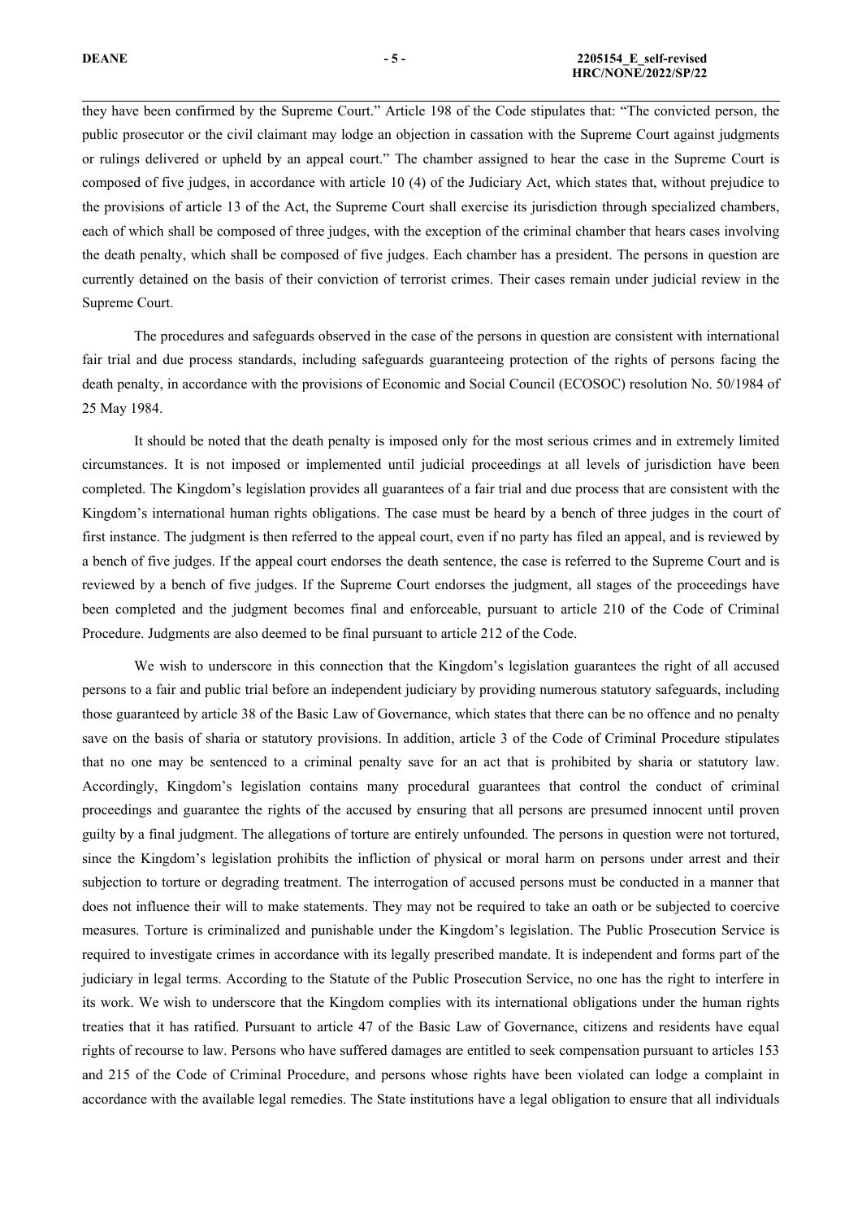they have been confirmed by the Supreme Court." Article 198 of the Code stipulates that: "The convicted person, the public prosecutor or the civil claimant may lodge an objection in cassation with the Supreme Court against judgments or rulings delivered or upheld by an appeal court." The chamber assigned to hear the case in the Supreme Court is composed of five judges, in accordance with article 10 (4) of the Judiciary Act, which states that, without prejudice to the provisions of article 13 of the Act, the Supreme Court shall exercise its jurisdiction through specialized chambers, each of which shall be composed of three judges, with the exception of the criminal chamber that hears cases involving the death penalty, which shall be composed of five judges. Each chamber has a president. The persons in question are currently detained on the basis of their conviction of terrorist crimes. Their cases remain under judicial review in the Supreme Court.

The procedures and safeguards observed in the case of the persons in question are consistent with international fair trial and due process standards, including safeguards guaranteeing protection of the rights of persons facing the death penalty, in accordance with the provisions of Economic and Social Council (ECOSOC) resolution No. 50/1984 of 25 May 1984.

It should be noted that the death penalty is imposed only for the most serious crimes and in extremely limited circumstances. It is not imposed or implemented until judicial proceedings at all levels of jurisdiction have been completed. The Kingdom's legislation provides all guarantees of a fair trial and due process that are consistent with the Kingdom's international human rights obligations. The case must be heard by a bench of three judges in the court of first instance. The judgment is then referred to the appeal court, even if no party has filed an appeal, and is reviewed by a bench of five judges. If the appeal court endorses the death sentence, the case is referred to the Supreme Court and is reviewed by a bench of five judges. If the Supreme Court endorses the judgment, all stages of the proceedings have been completed and the judgment becomes final and enforceable, pursuant to article 210 of the Code of Criminal Procedure. Judgments are also deemed to be final pursuant to article 212 of the Code.

We wish to underscore in this connection that the Kingdom's legislation guarantees the right of all accused persons to a fair and public trial before an independent judiciary by providing numerous statutory safeguards, including those guaranteed by article 38 of the Basic Law of Governance, which states that there can be no offence and no penalty save on the basis of sharia or statutory provisions. In addition, article 3 of the Code of Criminal Procedure stipulates that no one may be sentenced to a criminal penalty save for an act that is prohibited by sharia or statutory law. Accordingly, Kingdom's legislation contains many procedural guarantees that control the conduct of criminal proceedings and guarantee the rights of the accused by ensuring that all persons are presumed innocent until proven guilty by a final judgment. The allegations of torture are entirely unfounded. The persons in question were not tortured, since the Kingdom's legislation prohibits the infliction of physical or moral harm on persons under arrest and their subjection to torture or degrading treatment. The interrogation of accused persons must be conducted in a manner that does not influence their will to make statements. They may not be required to take an oath or be subjected to coercive measures. Torture is criminalized and punishable under the Kingdom's legislation. The Public Prosecution Service is required to investigate crimes in accordance with its legally prescribed mandate. It is independent and forms part of the judiciary in legal terms. According to the Statute of the Public Prosecution Service, no one has the right to interfere in its work. We wish to underscore that the Kingdom complies with its international obligations under the human rights treaties that it has ratified. Pursuant to article 47 of the Basic Law of Governance, citizens and residents have equal rights of recourse to law. Persons who have suffered damages are entitled to seek compensation pursuant to articles 153 and 215 of the Code of Criminal Procedure, and persons whose rights have been violated can lodge a complaint in accordance with the available legal remedies. The State institutions have a legal obligation to ensure that all individuals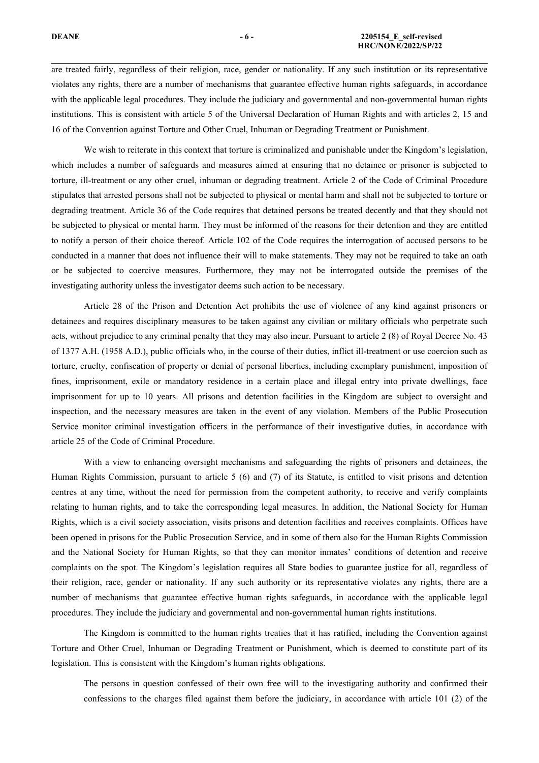are treated fairly, regardless of their religion, race, gender or nationality. If any such institution or its representative violates any rights, there are a number of mechanisms that guarantee effective human rights safeguards, in accordance with the applicable legal procedures. They include the judiciary and governmental and non-governmental human rights institutions. This is consistent with article 5 of the Universal Declaration of Human Rights and with articles 2, 15 and 16 of the Convention against Torture and Other Cruel, Inhuman or Degrading Treatment or Punishment.

We wish to reiterate in this context that torture is criminalized and punishable under the Kingdom's legislation, which includes a number of safeguards and measures aimed at ensuring that no detainee or prisoner is subjected to torture, ill-treatment or any other cruel, inhuman or degrading treatment. Article 2 of the Code of Criminal Procedure stipulates that arrested persons shall not be subjected to physical or mental harm and shall not be subjected to torture or degrading treatment. Article 36 of the Code requires that detained persons be treated decently and that they should not be subjected to physical or mental harm. They must be informed of the reasons for their detention and they are entitled to notify a person of their choice thereof. Article 102 of the Code requires the interrogation of accused persons to be conducted in a manner that does not influence their will to make statements. They may not be required to take an oath or be subjected to coercive measures. Furthermore, they may not be interrogated outside the premises of the investigating authority unless the investigator deems such action to be necessary.

Article 28 of the Prison and Detention Act prohibits the use of violence of any kind against prisoners or detainees and requires disciplinary measures to be taken against any civilian or military officials who perpetrate such acts, without prejudice to any criminal penalty that they may also incur. Pursuant to article 2 (8) of Royal Decree No. 43 of 1377 A.H. (1958 A.D.), public officials who, in the course of their duties, inflict ill-treatment or use coercion such as torture, cruelty, confiscation of property or denial of personal liberties, including exemplary punishment, imposition of fines, imprisonment, exile or mandatory residence in a certain place and illegal entry into private dwellings, face imprisonment for up to 10 years. All prisons and detention facilities in the Kingdom are subject to oversight and inspection, and the necessary measures are taken in the event of any violation. Members of the Public Prosecution Service monitor criminal investigation officers in the performance of their investigative duties, in accordance with article 25 of the Code of Criminal Procedure.

With a view to enhancing oversight mechanisms and safeguarding the rights of prisoners and detainees, the Human Rights Commission, pursuant to article 5 (6) and (7) of its Statute, is entitled to visit prisons and detention centres at any time, without the need for permission from the competent authority, to receive and verify complaints relating to human rights, and to take the corresponding legal measures. In addition, the National Society for Human Rights, which is a civil society association, visits prisons and detention facilities and receives complaints. Offices have been opened in prisons for the Public Prosecution Service, and in some of them also for the Human Rights Commission and the National Society for Human Rights, so that they can monitor inmates' conditions of detention and receive complaints on the spot. The Kingdom's legislation requires all State bodies to guarantee justice for all, regardless of their religion, race, gender or nationality. If any such authority or its representative violates any rights, there are a number of mechanisms that guarantee effective human rights safeguards, in accordance with the applicable legal procedures. They include the judiciary and governmental and non-governmental human rights institutions.

The Kingdom is committed to the human rights treaties that it has ratified, including the Convention against Torture and Other Cruel, Inhuman or Degrading Treatment or Punishment, which is deemed to constitute part of its legislation. This is consistent with the Kingdom's human rights obligations.

> The persons in question confessed of their own free will to the investigating authority and confirmed their confessions to the charges filed against them before the judiciary, in accordance with article 101 (2) of the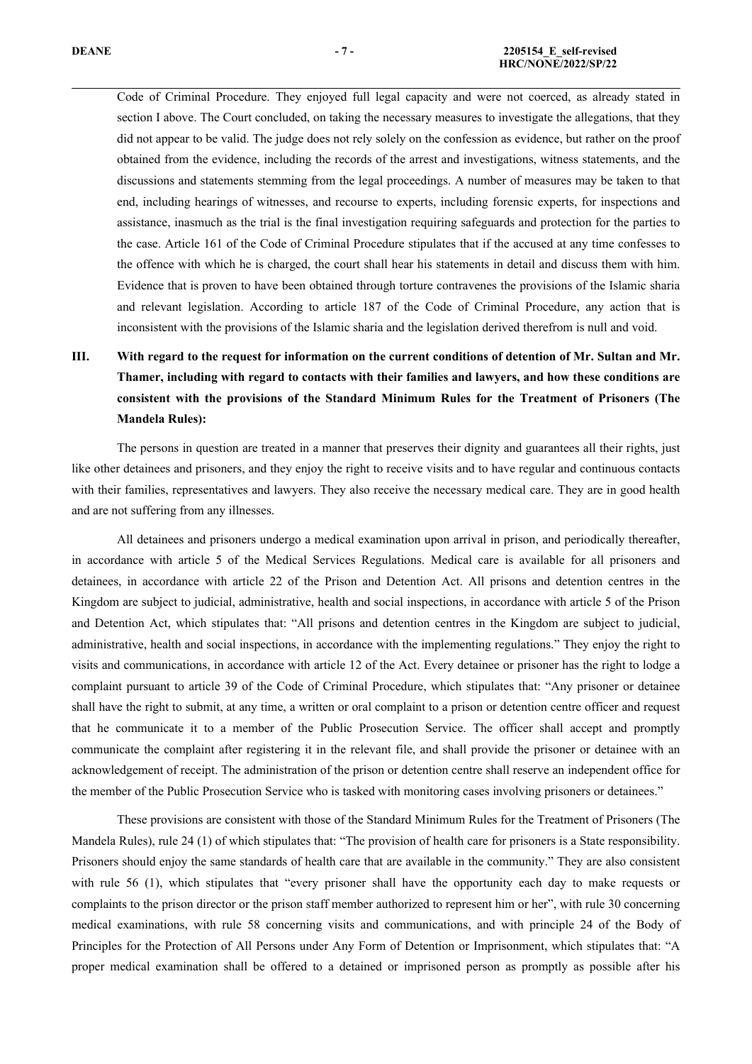Code of Criminal Procedure. They enjoyed full legal capacity and were not coerced, as already stated in section I above. The Court concluded, on taking the necessary measures to investigate the allegations, that they did not appear to be valid. The judge does not rely solely on the confession as evidence, but rather on the proof obtained from the evidence, including the records of the arrest and investigations, witness statements, and the discussions and statements stemming from the legal proceedings. A number of measures may be taken to that end, including hearings of witnesses, and recourse to experts, including forensic experts, for inspections and assistance, inasmuch as the trial is the final investigation requiring safeguards and protection for the parties to the case. Article 161 of the Code of Criminal Procedure stipulates that if the accused at any time confesses to the offence with which he is charged, the court shall hear his statements in detail and discuss them with him. Evidence that is proven to have been obtained through torture contravenes the provisions of the Islamic sharia and relevant legislation. According to article 187 of the Code of Criminal Procedure, any action that is inconsistent with the provisions of the Islamic sharia and the legislation derived therefrom is null and void.

## III. With regard to the request for information on the current conditions of detention of Mr. Sultan and Mr. Thamer, including with regard to contacts with their families and lawyers, and how these conditions are consistent with the provisions of the Standard Minimum Rules for the Treatment of Prisoners (The Mandela Rules):

The persons in question are treated in a manner that preserves their dignity and guarantees all their rights, just like other detainees and prisoners, and they enjoy the right to receive visits and to have regular and continuous contacts with their families, representatives and lawyers. They also receive the necessary medical care. They are in good health and are not suffering from any illnesses.

All detainees and prisoners undergo a medical examination upon arrival in prison, and periodically thereafter, in accordance with article 5 of the Medical Services Regulations. Medical care is available for all prisoners and detainees, in accordance with article 22 of the Prison and Detention Act. All prisons and detention centres in the Kingdom are subject to judicial, administrative, health and social inspections, in accordance with article 5 of the Prison and Detention Act, which stipulates that: "All prisons and detention centres in the Kingdom are subject to judicial, administrative, health and social inspections, in accordance with the implementing regulations." They enjoy the right to visits and communications, in accordance with article 12 of the Act. Every detainee or prisoner has the right to lodge a complaint pursuant to article 39 of the Code of Criminal Procedure, which stipulates that: "Any prisoner or detainee shall have the right to submit, at any time, a written or oral complaint to a prison or detention centre officer and request that he communicate it to a member of the Public Prosecution Service. The officer shall accept and promptly communicate the complaint after registering it in the relevant file, and shall provide the prisoner or detainee with an acknowledgement of receipt. The administration of the prison or detention centre shall reserve an independent office for the member of the Public Prosecution Service who is tasked with monitoring cases involving prisoners or detainees."

These provisions are consistent with those of the Standard Minimum Rules for the Treatment of Prisoners (The Mandela Rules), rule 24 (1) of which stipulates that: "The provision of health care for prisoners is a State responsibility. Prisoners should enjoy the same standards of health care that are available in the community." They are also consistent with rule 56 (1), which stipulates that "every prisoner shall have the opportunity each day to make requests or complaints to the prison director or the prison staff member authorized to represent him or her", with rule 30 concerning medical examinations, with rule 58 concerning visits and communications, and with principle 24 of the Body of Principles for the Protection of All Persons under Any Form of Detention or Imprisonment, which stipulates that: "A proper medical examination shall be offered to a detained or imprisoned person as promptly as possible after his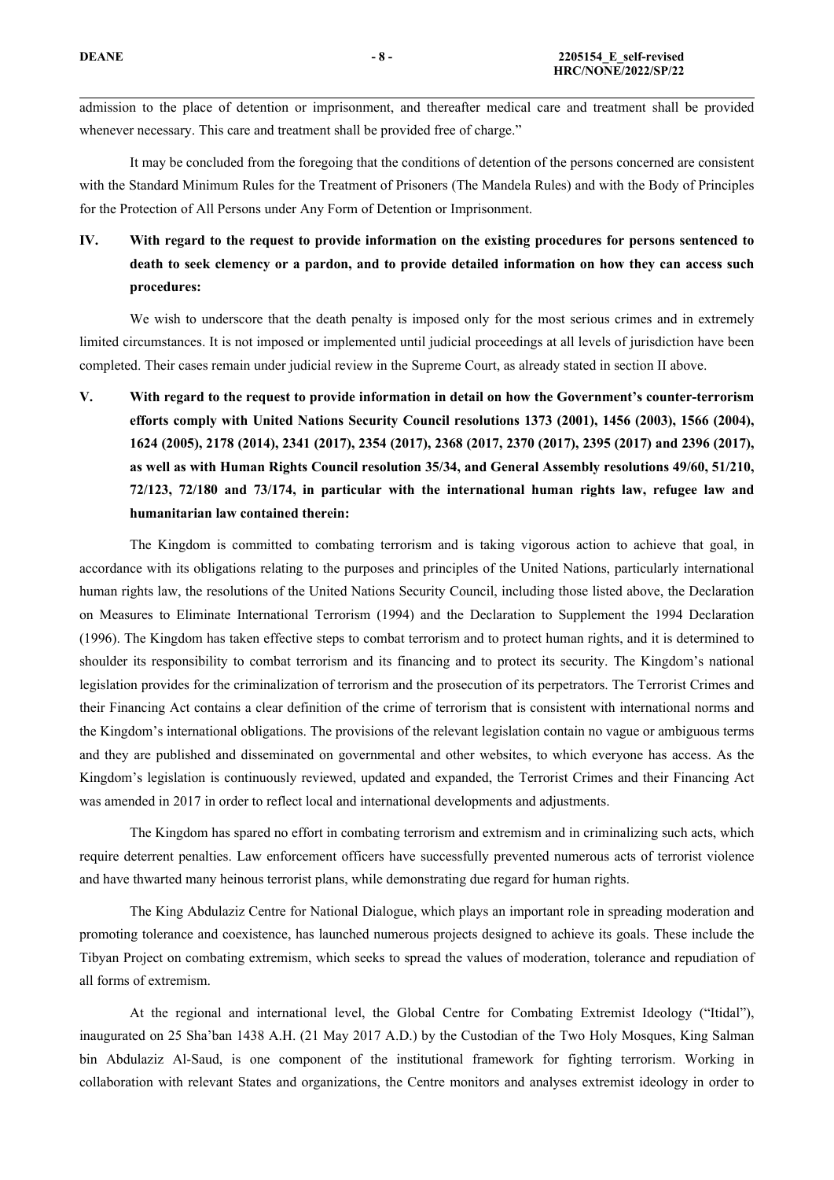admission to the place of detention or imprisonment, and thereafter medical care and treatment shall be provided whenever necessary. This care and treatment shall be provided free of charge."

It may be concluded from the foregoing that the conditions of detention of the persons concerned are consistent with the Standard Minimum Rules for the Treatment of Prisoners (The Mandela Rules) and with the Body of Principles for the Protection of All Persons under Any Form of Detention or Imprisonment.

## IV. With regard to the request to provide information on the existing procedures for persons sentenced to death to seek clemency or a pardon, and to provide detailed information on how they can access such procedures:

We wish to underscore that the death penalty is imposed only for the most serious crimes and in extremely limited circumstances. It is not imposed or implemented until judicial proceedings at all levels of jurisdiction have been completed. Their cases remain under judicial review in the Supreme Court, as already stated in section II above.

## V. With regard to the request to provide information in detail on how the Government's counter-terrorism efforts comply with United Nations Security Council resolutions 1373 (2001), 1456 (2003), 1566 (2004), 1624 (2005), 2178 (2014), 2341 (2017), 2354 (2017), 2368 (2017, 2370 (2017), 2395 (2017) and 2396 (2017), as well as with Human Rights Council resolution 35/34, and General Assembly resolutions 49/60, 51/210, 72/123, 72/180 and 73/174, in particular with the international human rights law, refugee law and humanitarian law contained therein:

The Kingdom is committed to combating terrorism and is taking vigorous action to achieve that goal, in accordance with its obligations relating to the purposes and principles of the United Nations, particularly international human rights law, the resolutions of the United Nations Security Council, including those listed above, the Declaration on Measures to Eliminate International Terrorism (1994) and the Declaration to Supplement the 1994 Declaration (1996). The Kingdom has taken effective steps to combat terrorism and to protect human rights, and it is determined to shoulder its responsibility to combat terrorism and its financing and to protect its security. The Kingdom's national legislation provides for the criminalization of terrorism and the prosecution of its perpetrators. The Terrorist Crimes and their Financing Act contains a clear definition of the crime of terrorism that is consistent with international norms and the Kingdom's international obligations. The provisions of the relevant legislation contain no vague or ambiguous terms and they are published and disseminated on governmental and other websites, to which everyone has access. As the Kingdom's legislation is continuously reviewed, updated and expanded, the Terrorist Crimes and their Financing Act was amended in 2017 in order to reflect local and international developments and adjustments.

The Kingdom has spared no effort in combating terrorism and extremism and in criminalizing such acts, which require deterrent penalties. Law enforcement officers have successfully prevented numerous acts of terrorist violence and have thwarted many heinous terrorist plans, while demonstrating due regard for human rights.

The King Abdulaziz Centre for National Dialogue, which plays an important role in spreading moderation and promoting tolerance and coexistence, has launched numerous projects designed to achieve its goals. These include the Tibyan Project on combating extremism, which seeks to spread the values of moderation, tolerance and repudiation of all forms of extremism.

At the regional and international level, the Global Centre for Combating Extremist Ideology ("Itidal"), inaugurated on 25 Sha'ban 1438 A.H. (21 May 2017 A.D.) by the Custodian of the Two Holy Mosques, King Salman bin Abdulaziz Al-Saud, is one component of the institutional framework for fighting terrorism. Working in collaboration with relevant States and organizations, the Centre monitors and analyses extremist ideology in order to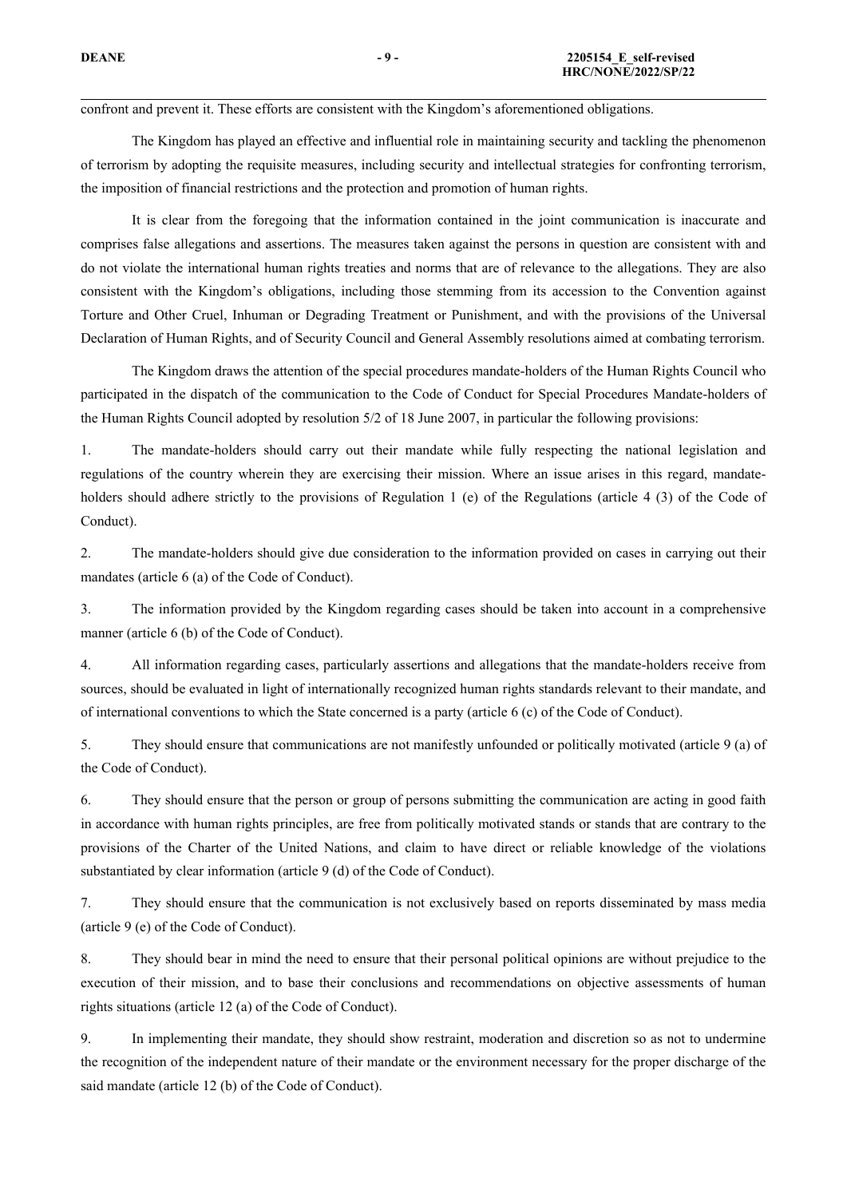confront and prevent it. These efforts are consistent with the Kingdom's aforementioned obligations.

The Kingdom has played an effective and influential role in maintaining security and tackling the phenomenon of terrorism by adopting the requisite measures, including security and intellectual strategies for confronting terrorism, the imposition of financial restrictions and the protection and promotion of human rights.

It is clear from the foregoing that the information contained in the joint communication is inaccurate and comprises false allegations and assertions. The measures taken against the persons in question are consistent with and do not violate the international human rights treaties and norms that are of relevance to the allegations. They are also consistent with the Kingdom's obligations, including those stemming from its accession to the Convention against Torture and Other Cruel, Inhuman or Degrading Treatment or Punishment, and with the provisions of the Universal Declaration of Human Rights, and of Security Council and General Assembly resolutions aimed at combating terrorism.

The Kingdom draws the attention of the special procedures mandate-holders of the Human Rights Council who participated in the dispatch of the communication to the Code of Conduct for Special Procedures Mandate-holders of the Human Rights Council adopted by resolution 5/2 of 18 June 2007, in particular the following provisions:

1. The mandate-holders should carry out their mandate while fully respecting the national legislation and regulations of the country wherein they are exercising their mission. Where an issue arises in this regard, mandate-holders should adhere strictly to the provisions of Regulation 1 (e) of the Regulations (article 4 (3) of the Code of Conduct).

2. The mandate-holders should give due consideration to the information provided on cases in carrying out their mandates (article 6 (a) of the Code of Conduct).

3. The information provided by the Kingdom regarding cases should be taken into account in a comprehensive manner (article 6 (b) of the Code of Conduct).

4. All information regarding cases, particularly assertions and allegations that the mandate-holders receive from sources, should be evaluated in light of internationally recognized human rights standards relevant to their mandate, and of international conventions to which the State concerned is a party (article 6 (c) of the Code of Conduct).

5. They should ensure that communications are not manifestly unfounded or politically motivated (article 9 (a) of the Code of Conduct).

6. They should ensure that the person or group of persons submitting the communication are acting in good faith in accordance with human rights principles, are free from politically motivated stands or stands that are contrary to the provisions of the Charter of the United Nations, and claim to have direct or reliable knowledge of the violations substantiated by clear information (article 9 (d) of the Code of Conduct).

7. They should ensure that the communication is not exclusively based on reports disseminated by mass media (article 9 (e) of the Code of Conduct).

8. They should bear in mind the need to ensure that their personal political opinions are without prejudice to the execution of their mission, and to base their conclusions and recommendations on objective assessments of human rights situations (article 12 (a) of the Code of Conduct).

9. In implementing their mandate, they should show restraint, moderation and discretion so as not to undermine the recognition of the independent nature of their mandate or the environment necessary for the proper discharge of the said mandate (article 12 (b) of the Code of Conduct).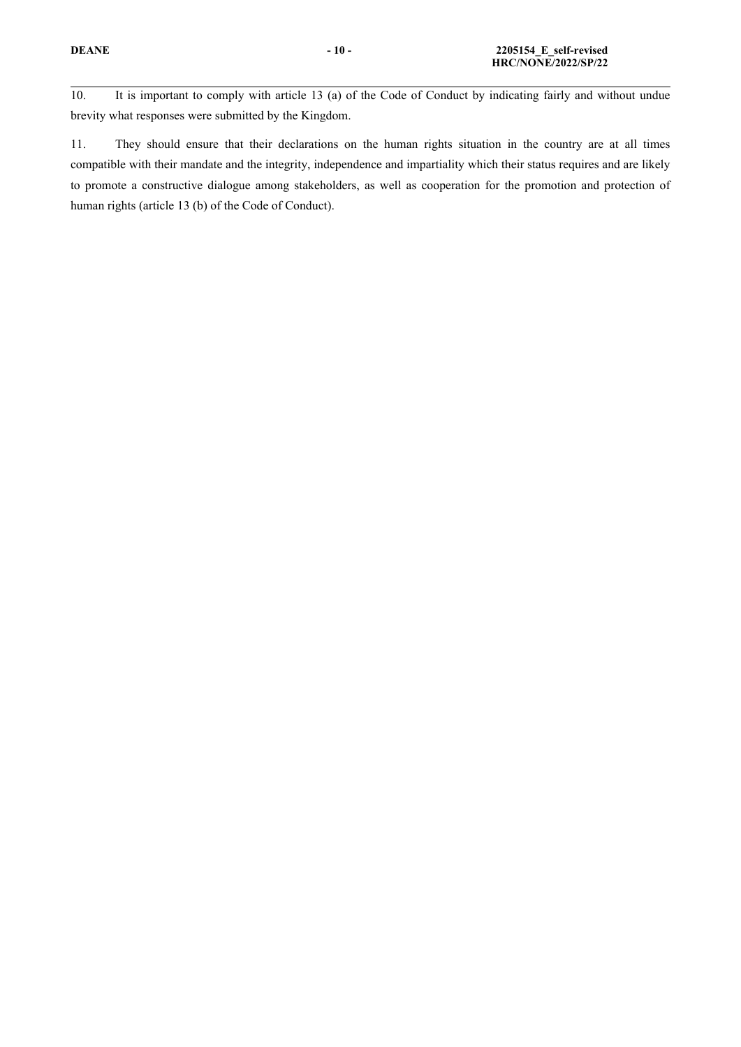10. It is important to comply with article 13 (a) of the Code of Conduct by indicating fairly and without undue brevity what responses were submitted by the Kingdom.

11. They should ensure that their declarations on the human rights situation in the country are at all times compatible with their mandate and the integrity, independence and impartiality which their status requires and are likely to promote a constructive dialogue among stakeholders, as well as cooperation for the promotion and protection of human rights (article 13 (b) of the Code of Conduct).